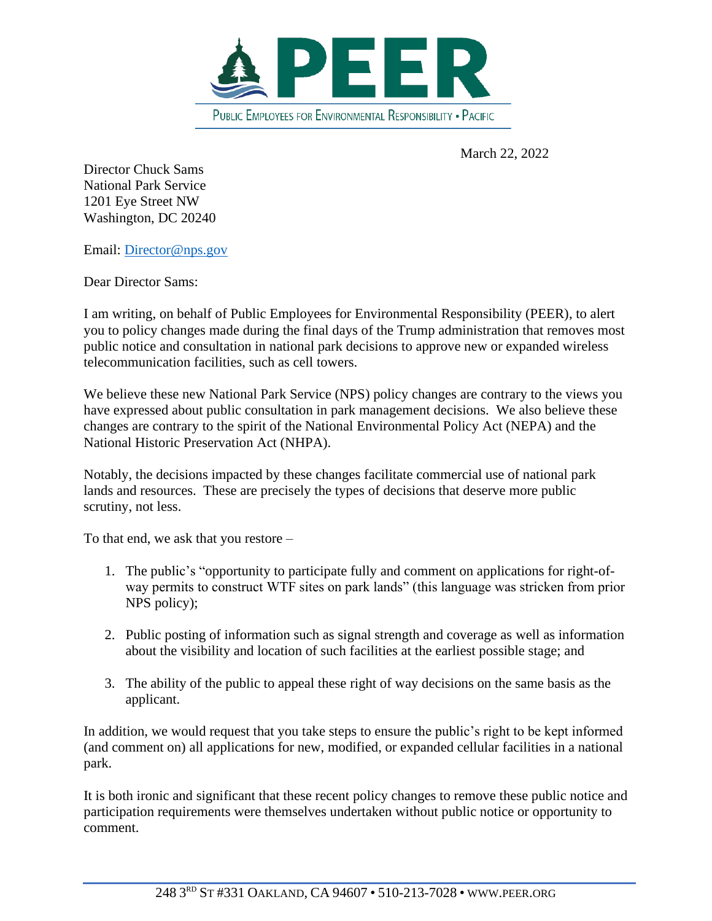# PEER

PUBLIC EMPLOYEES FOR ENVIRONMENTAL RESPONSIBILITY • PACIFIC

March 22, 2022

Director Chuck Sams
National Park Service
1201 Eye Street NW
Washington, DC 20240

Email: Director@nps.gov

Dear Director Sams:

I am writing, on behalf of Public Employees for Environmental Responsibility (PEER), to alert you to policy changes made during the final days of the Trump administration that removes most public notice and consultation in national park decisions to approve new or expanded wireless telecommunication facilities, such as cell towers.

We believe these new National Park Service (NPS) policy changes are contrary to the views you have expressed about public consultation in park management decisions. We also believe these changes are contrary to the spirit of the National Environmental Policy Act (NEPA) and the National Historic Preservation Act (NHPA).

Notably, the decisions impacted by these changes facilitate commercial use of national park lands and resources. These are precisely the types of decisions that deserve more public scrutiny, not less.

To that end, we ask that you restore –

1. The public's "opportunity to participate fully and comment on applications for right-of-way permits to construct WTF sites on park lands" (this language was stricken from prior NPS policy);

2. Public posting of information such as signal strength and coverage as well as information about the visibility and location of such facilities at the earliest possible stage; and

3. The ability of the public to appeal these right of way decisions on the same basis as the applicant.

In addition, we would request that you take steps to ensure the public's right to be kept informed (and comment on) all applications for new, modified, or expanded cellular facilities in a national park.

It is both ironic and significant that these recent policy changes to remove these public notice and participation requirements were themselves undertaken without public notice or opportunity to comment.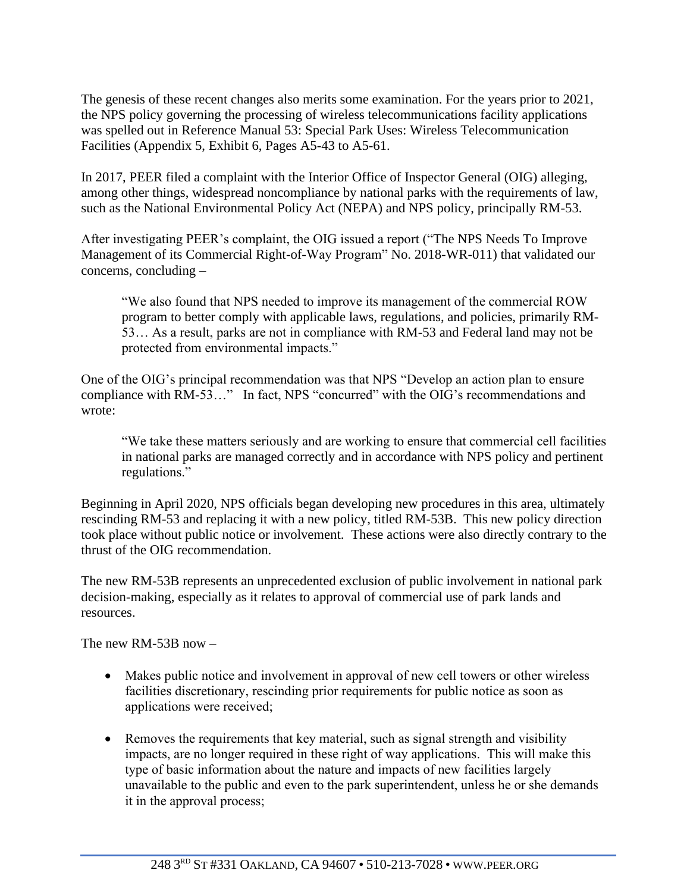The genesis of these recent changes also merits some examination. For the years prior to 2021, the NPS policy governing the processing of wireless telecommunications facility applications was spelled out in Reference Manual 53: Special Park Uses: Wireless Telecommunication Facilities (Appendix 5, Exhibit 6, Pages A5-43 to A5-61.

In 2017, PEER filed a complaint with the Interior Office of Inspector General (OIG) alleging, among other things, widespread noncompliance by national parks with the requirements of law, such as the National Environmental Policy Act (NEPA) and NPS policy, principally RM-53.

After investigating PEER's complaint, the OIG issued a report ("The NPS Needs To Improve Management of its Commercial Right-of-Way Program" No. 2018-WR-011) that validated our concerns, concluding –

> "We also found that NPS needed to improve its management of the commercial ROW program to better comply with applicable laws, regulations, and policies, primarily RM-53… As a result, parks are not in compliance with RM-53 and Federal land may not be protected from environmental impacts."

One of the OIG's principal recommendation was that NPS "Develop an action plan to ensure compliance with RM-53…" In fact, NPS "concurred" with the OIG's recommendations and wrote:

> "We take these matters seriously and are working to ensure that commercial cell facilities in national parks are managed correctly and in accordance with NPS policy and pertinent regulations."

Beginning in April 2020, NPS officials began developing new procedures in this area, ultimately rescinding RM-53 and replacing it with a new policy, titled RM-53B. This new policy direction took place without public notice or involvement. These actions were also directly contrary to the thrust of the OIG recommendation.

The new RM-53B represents an unprecedented exclusion of public involvement in national park decision-making, especially as it relates to approval of commercial use of park lands and resources.

The new RM-53B now –

- Makes public notice and involvement in approval of new cell towers or other wireless facilities discretionary, rescinding prior requirements for public notice as soon as applications were received;

- Removes the requirements that key material, such as signal strength and visibility impacts, are no longer required in these right of way applications. This will make this type of basic information about the nature and impacts of new facilities largely unavailable to the public and even to the park superintendent, unless he or she demands it in the approval process;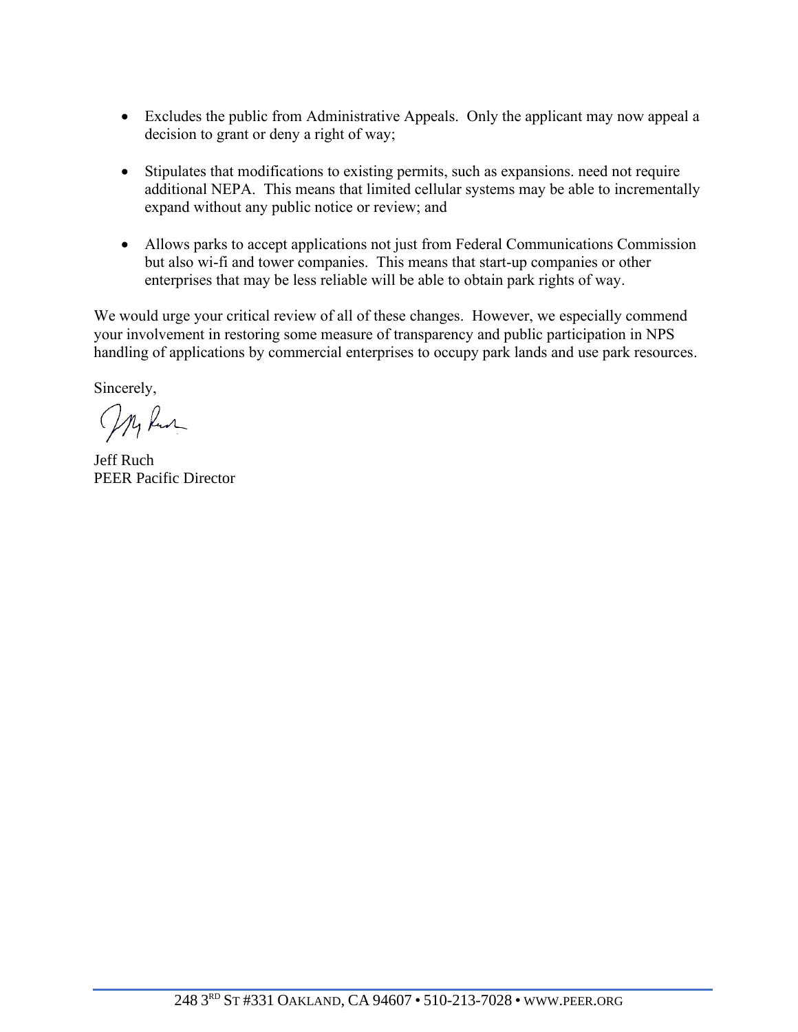- Excludes the public from Administrative Appeals. Only the applicant may now appeal a decision to grant or deny a right of way;
- Stipulates that modifications to existing permits, such as expansions. need not require additional NEPA. This means that limited cellular systems may be able to incrementally expand without any public notice or review; and
- Allows parks to accept applications not just from Federal Communications Commission but also wi-fi and tower companies. This means that start-up companies or other enterprises that may be less reliable will be able to obtain park rights of way.

We would urge your critical review of all of these changes. However, we especially commend your involvement in restoring some measure of transparency and public participation in NPS handling of applications by commercial enterprises to occupy park lands and use park resources.

Sincerely,

Jeff Ruch
PEER Pacific Director

248 3RD ST #331 OAKLAND, CA 94607 • 510-213-7028 • WWW.PEER.ORG